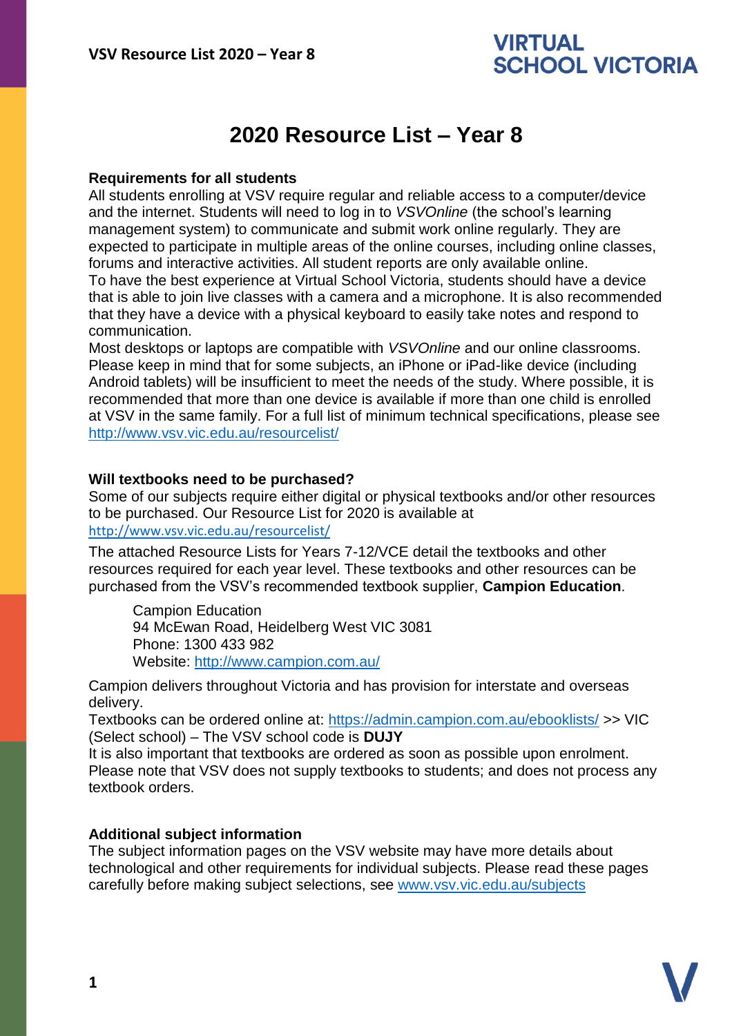# 2020 Resource List – Year 8

## Requirements for all students

All students enrolling at VSV require regular and reliable access to a computer/device and the internet. Students will need to log in to *VSVOnline* (the school's learning management system) to communicate and submit work online regularly. They are expected to participate in multiple areas of the online courses, including online classes, forums and interactive activities. All student reports are only available online.

To have the best experience at Virtual School Victoria, students should have a device that is able to join live classes with a camera and a microphone. It is also recommended that they have a device with a physical keyboard to easily take notes and respond to communication.

Most desktops or laptops are compatible with *VSVOnline* and our online classrooms. Please keep in mind that for some subjects, an iPhone or iPad-like device (including Android tablets) will be insufficient to meet the needs of the study. Where possible, it is recommended that more than one device is available if more than one child is enrolled at VSV in the same family. For a full list of minimum technical specifications, please see http://www.vsv.vic.edu.au/resourcelist/

## Will textbooks need to be purchased?

Some of our subjects require either digital or physical textbooks and/or other resources to be purchased. Our Resource List for 2020 is available at http://www.vsv.vic.edu.au/resourcelist/

The attached Resource Lists for Years 7-12/VCE detail the textbooks and other resources required for each year level. These textbooks and other resources can be purchased from the VSV's recommended textbook supplier, **Campion Education**.

> Campion Education
> 94 McEwan Road, Heidelberg West VIC 3081
> Phone: 1300 433 982
> Website: http://www.campion.com.au/

Campion delivers throughout Victoria and has provision for interstate and overseas delivery.

Textbooks can be ordered online at: https://admin.campion.com.au/ebooklists/ >> VIC (Select school) – The VSV school code is **DUJY**

It is also important that textbooks are ordered as soon as possible upon enrolment. Please note that VSV does not supply textbooks to students; and does not process any textbook orders.

## Additional subject information

The subject information pages on the VSV website may have more details about technological and other requirements for individual subjects. Please read these pages carefully before making subject selections, see www.vsv.vic.edu.au/subjects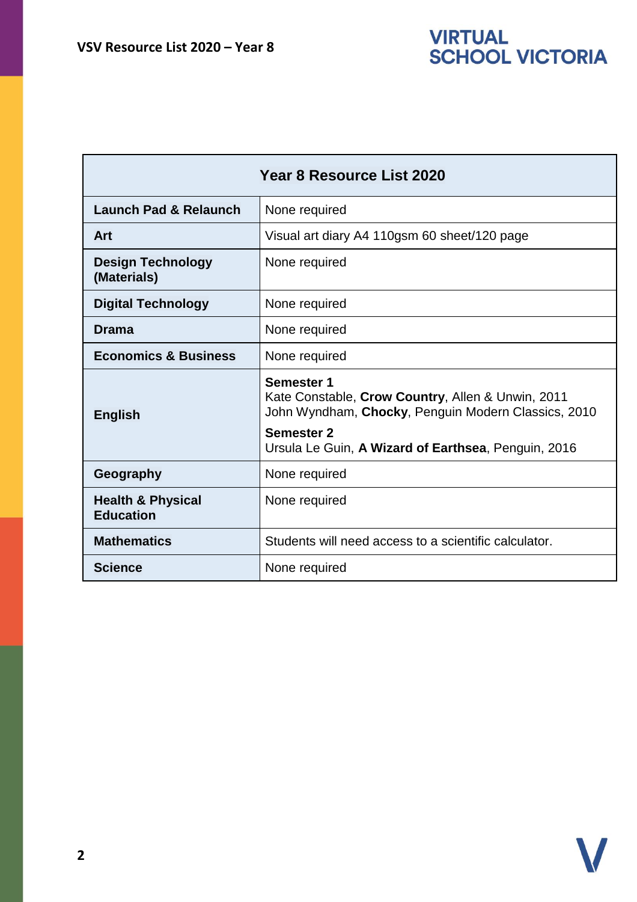| Year 8 Resource List 2020 | |
|---|---|
| **Launch Pad & Relaunch** | None required |
| **Art** | Visual art diary A4 110gsm 60 sheet/120 page |
| **Design Technology (Materials)** | None required |
| **Digital Technology** | None required |
| **Drama** | None required |
| **Economics & Business** | None required |
| **English** | **Semester 1**<br>Kate Constable, **Crow Country**, Allen & Unwin, 2011<br>John Wyndham, **Chocky**, Penguin Modern Classics, 2010<br>**Semester 2**<br>Ursula Le Guin, **A Wizard of Earthsea**, Penguin, 2016 |
| **Geography** | None required |
| **Health & Physical Education** | None required |
| **Mathematics** | Students will need access to a scientific calculator. |
| **Science** | None required |